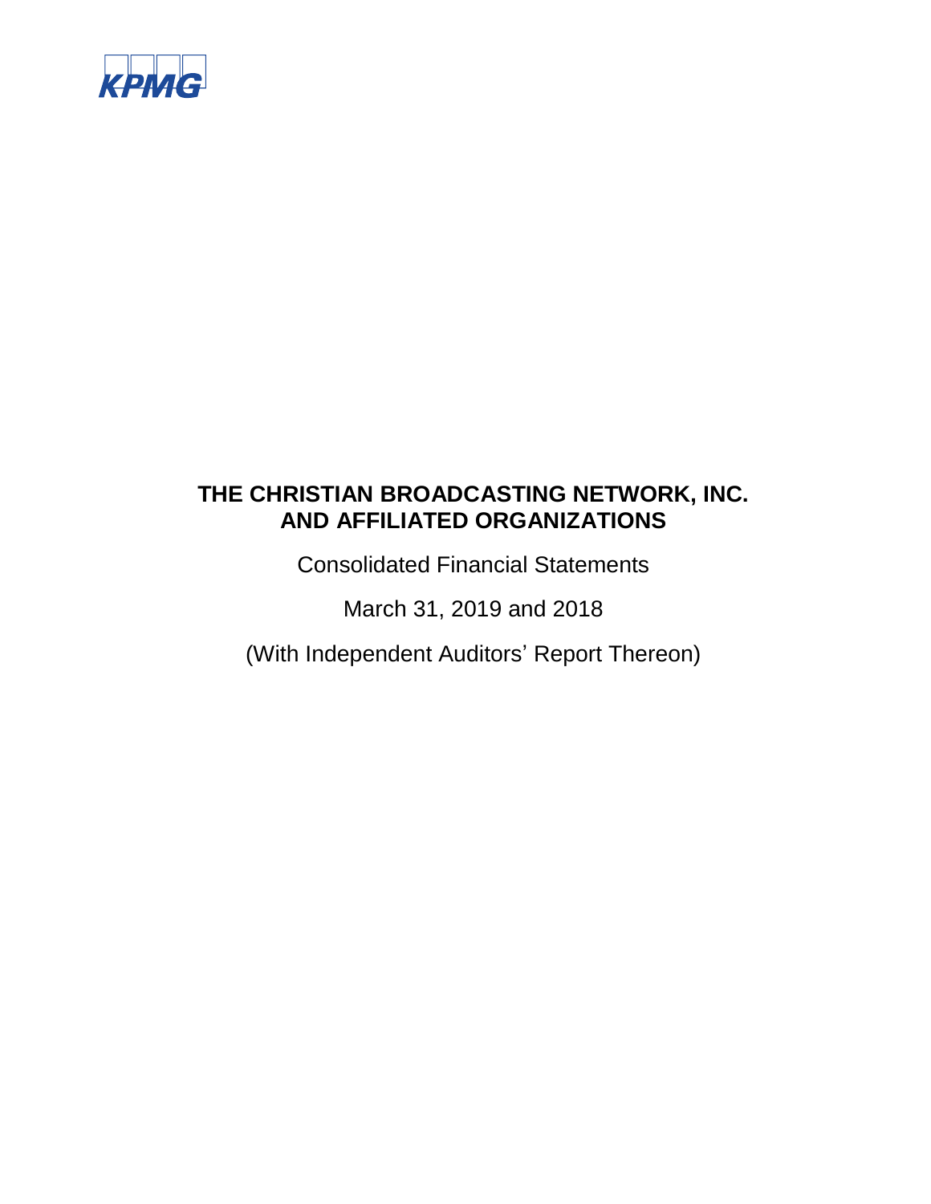KPMG

# THE CHRISTIAN BROADCASTING NETWORK, INC. AND AFFILIATED ORGANIZATIONS

Consolidated Financial Statements

March 31, 2019 and 2018

(With Independent Auditors' Report Thereon)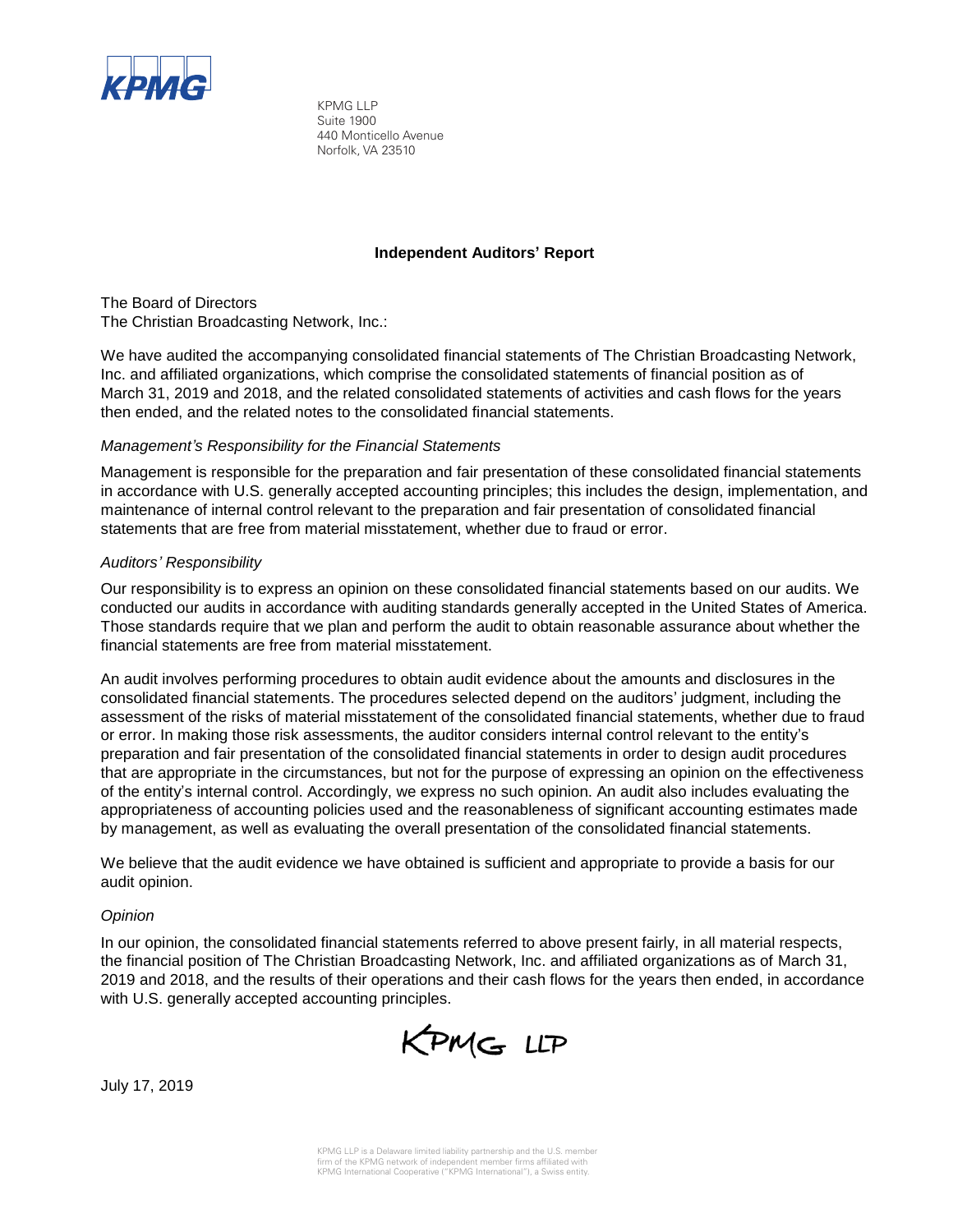KPMG LLP
Suite 1900
440 Monticello Avenue
Norfolk, VA 23510

## Independent Auditors' Report

The Board of Directors
The Christian Broadcasting Network, Inc.:

We have audited the accompanying consolidated financial statements of The Christian Broadcasting Network, Inc. and affiliated organizations, which comprise the consolidated statements of financial position as of March 31, 2019 and 2018, and the related consolidated statements of activities and cash flows for the years then ended, and the related notes to the consolidated financial statements.

*Management's Responsibility for the Financial Statements*

Management is responsible for the preparation and fair presentation of these consolidated financial statements in accordance with U.S. generally accepted accounting principles; this includes the design, implementation, and maintenance of internal control relevant to the preparation and fair presentation of consolidated financial statements that are free from material misstatement, whether due to fraud or error.

*Auditors' Responsibility*

Our responsibility is to express an opinion on these consolidated financial statements based on our audits. We conducted our audits in accordance with auditing standards generally accepted in the United States of America. Those standards require that we plan and perform the audit to obtain reasonable assurance about whether the financial statements are free from material misstatement.

An audit involves performing procedures to obtain audit evidence about the amounts and disclosures in the consolidated financial statements. The procedures selected depend on the auditors' judgment, including the assessment of the risks of material misstatement of the consolidated financial statements, whether due to fraud or error. In making those risk assessments, the auditor considers internal control relevant to the entity's preparation and fair presentation of the consolidated financial statements in order to design audit procedures that are appropriate in the circumstances, but not for the purpose of expressing an opinion on the effectiveness of the entity's internal control. Accordingly, we express no such opinion. An audit also includes evaluating the appropriateness of accounting policies used and the reasonableness of significant accounting estimates made by management, as well as evaluating the overall presentation of the consolidated financial statements.

We believe that the audit evidence we have obtained is sufficient and appropriate to provide a basis for our audit opinion.

*Opinion*

In our opinion, the consolidated financial statements referred to above present fairly, in all material respects, the financial position of The Christian Broadcasting Network, Inc. and affiliated organizations as of March 31, 2019 and 2018, and the results of their operations and their cash flows for the years then ended, in accordance with U.S. generally accepted accounting principles.

KPMG LLP

July 17, 2019

KPMG LLP is a Delaware limited liability partnership and the U.S. member firm of the KPMG network of independent member firms affiliated with KPMG International Cooperative ("KPMG International"), a Swiss entity.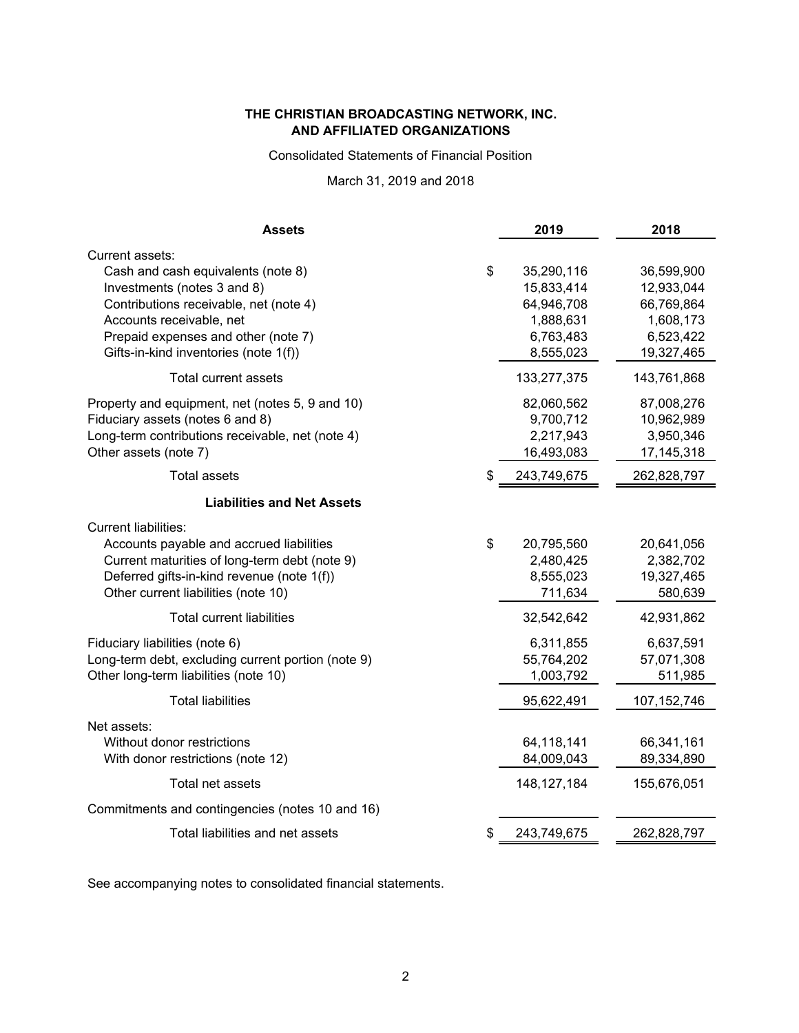**THE CHRISTIAN BROADCASTING NETWORK, INC.**
**AND AFFILIATED ORGANIZATIONS**

Consolidated Statements of Financial Position

March 31, 2019 and 2018

| **Assets** | | **2019** | **2018** |
|---|---|---|---|
| Current assets: | | | |
| Cash and cash equivalents (note 8) | $ | 35,290,116 | 36,599,900 |
| Investments (notes 3 and 8) | | 15,833,414 | 12,933,044 |
| Contributions receivable, net (note 4) | | 64,946,708 | 66,769,864 |
| Accounts receivable, net | | 1,888,631 | 1,608,173 |
| Prepaid expenses and other (note 7) | | 6,763,483 | 6,523,422 |
| Gifts-in-kind inventories (note 1(f)) | | 8,555,023 | 19,327,465 |
| Total current assets | | 133,277,375 | 143,761,868 |
| Property and equipment, net (notes 5, 9 and 10) | | 82,060,562 | 87,008,276 |
| Fiduciary assets (notes 6 and 8) | | 9,700,712 | 10,962,989 |
| Long-term contributions receivable, net (note 4) | | 2,217,943 | 3,950,346 |
| Other assets (note 7) | | 16,493,083 | 17,145,318 |
| Total assets | $ | 243,749,675 | 262,828,797 |
| **Liabilities and Net Assets** | | | |
| Current liabilities: | | | |
| Accounts payable and accrued liabilities | $ | 20,795,560 | 20,641,056 |
| Current maturities of long-term debt (note 9) | | 2,480,425 | 2,382,702 |
| Deferred gifts-in-kind revenue (note 1(f)) | | 8,555,023 | 19,327,465 |
| Other current liabilities (note 10) | | 711,634 | 580,639 |
| Total current liabilities | | 32,542,642 | 42,931,862 |
| Fiduciary liabilities (note 6) | | 6,311,855 | 6,637,591 |
| Long-term debt, excluding current portion (note 9) | | 55,764,202 | 57,071,308 |
| Other long-term liabilities (note 10) | | 1,003,792 | 511,985 |
| Total liabilities | | 95,622,491 | 107,152,746 |
| Net assets: | | | |
| Without donor restrictions | | 64,118,141 | 66,341,161 |
| With donor restrictions (note 12) | | 84,009,043 | 89,334,890 |
| Total net assets | | 148,127,184 | 155,676,051 |
| Commitments and contingencies (notes 10 and 16) | | | |
| Total liabilities and net assets | $ | 243,749,675 | 262,828,797 |

See accompanying notes to consolidated financial statements.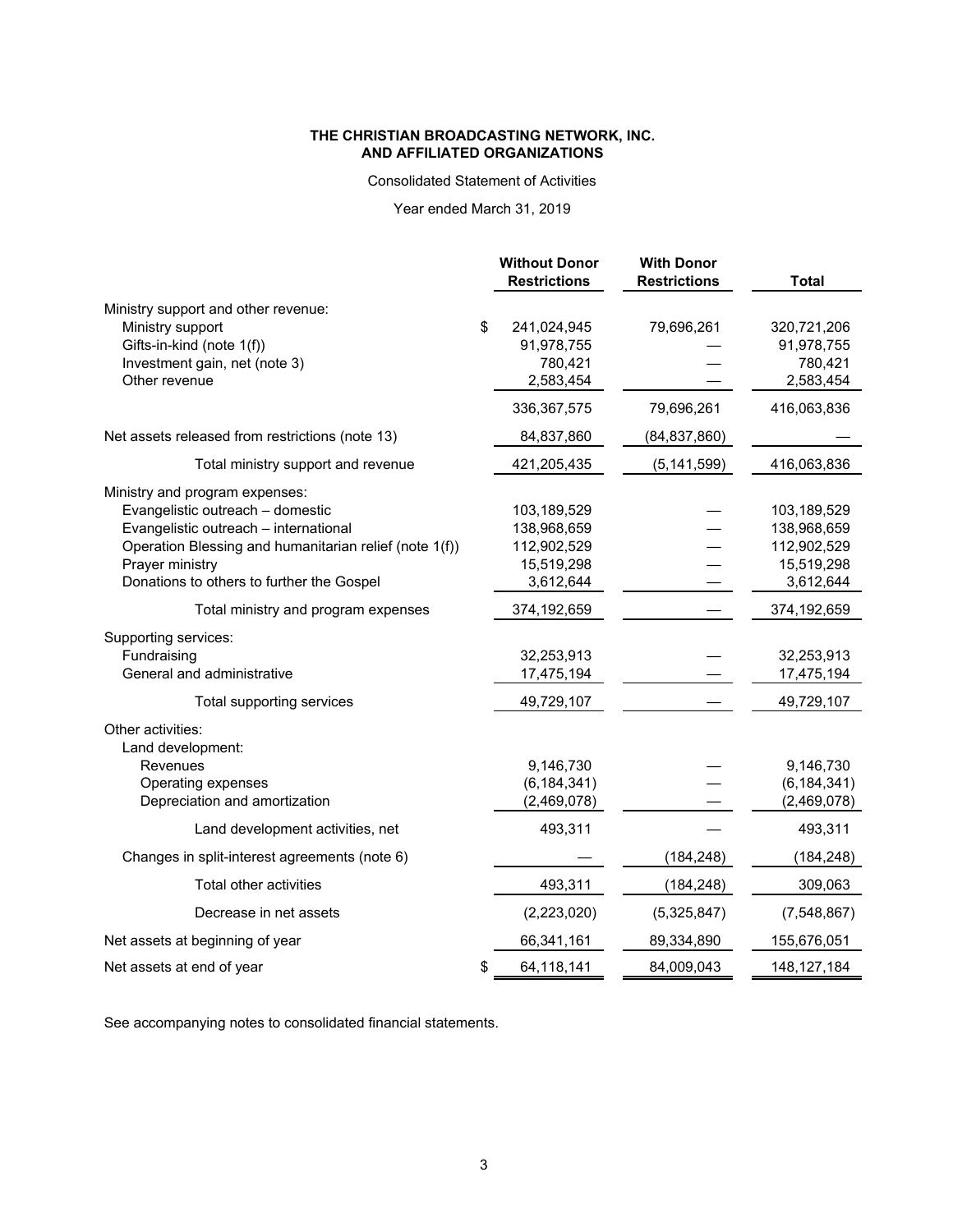**THE CHRISTIAN BROADCASTING NETWORK, INC.**
**AND AFFILIATED ORGANIZATIONS**

Consolidated Statement of Activities

Year ended March 31, 2019

| | Without Donor Restrictions | With Donor Restrictions | Total |
|---|---|---|---|
| Ministry support and other revenue: | | | |
| Ministry support | $ 241,024,945 | 79,696,261 | 320,721,206 |
| Gifts-in-kind (note 1(f)) | 91,978,755 | — | 91,978,755 |
| Investment gain, net (note 3) | 780,421 | — | 780,421 |
| Other revenue | 2,583,454 | — | 2,583,454 |
| | 336,367,575 | 79,696,261 | 416,063,836 |
| Net assets released from restrictions (note 13) | 84,837,860 | (84,837,860) | — |
| Total ministry support and revenue | 421,205,435 | (5,141,599) | 416,063,836 |
| Ministry and program expenses: | | | |
| Evangelistic outreach – domestic | 103,189,529 | — | 103,189,529 |
| Evangelistic outreach – international | 138,968,659 | — | 138,968,659 |
| Operation Blessing and humanitarian relief (note 1(f)) | 112,902,529 | — | 112,902,529 |
| Prayer ministry | 15,519,298 | — | 15,519,298 |
| Donations to others to further the Gospel | 3,612,644 | — | 3,612,644 |
| Total ministry and program expenses | 374,192,659 | — | 374,192,659 |
| Supporting services: | | | |
| Fundraising | 32,253,913 | — | 32,253,913 |
| General and administrative | 17,475,194 | — | 17,475,194 |
| Total supporting services | 49,729,107 | — | 49,729,107 |
| Other activities: | | | |
| Land development: | | | |
| Revenues | 9,146,730 | — | 9,146,730 |
| Operating expenses | (6,184,341) | — | (6,184,341) |
| Depreciation and amortization | (2,469,078) | — | (2,469,078) |
| Land development activities, net | 493,311 | — | 493,311 |
| Changes in split-interest agreements (note 6) | — | (184,248) | (184,248) |
| Total other activities | 493,311 | (184,248) | 309,063 |
| Decrease in net assets | (2,223,020) | (5,325,847) | (7,548,867) |
| Net assets at beginning of year | 66,341,161 | 89,334,890 | 155,676,051 |
| Net assets at end of year | $ 64,118,141 | 84,009,043 | 148,127,184 |

See accompanying notes to consolidated financial statements.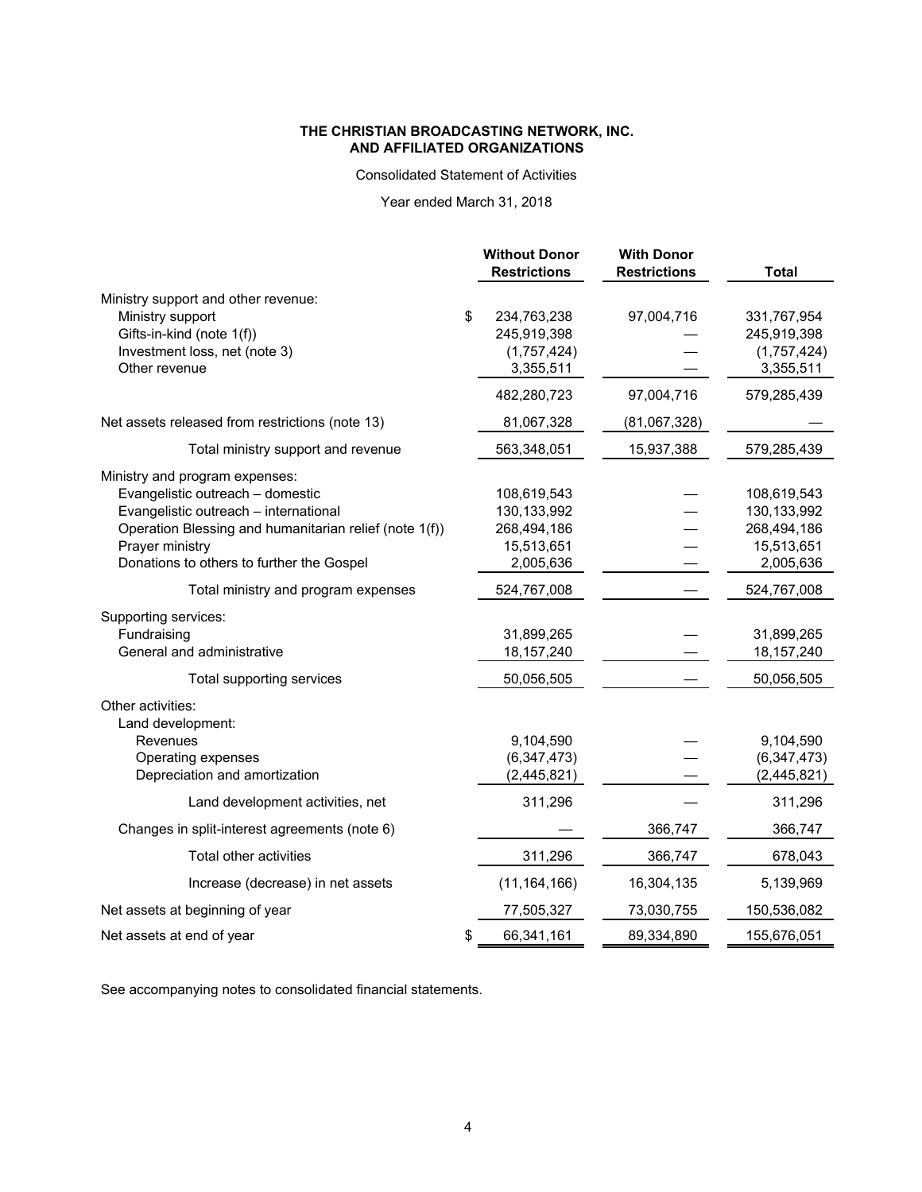**THE CHRISTIAN BROADCASTING NETWORK, INC.**
**AND AFFILIATED ORGANIZATIONS**

Consolidated Statement of Activities

Year ended March 31, 2018

| | Without Donor Restrictions | With Donor Restrictions | Total |
|---|---|---|---|
| Ministry support and other revenue: | | | |
| Ministry support | $ 234,763,238 | 97,004,716 | 331,767,954 |
| Gifts-in-kind (note 1(f)) | 245,919,398 | — | 245,919,398 |
| Investment loss, net (note 3) | (1,757,424) | — | (1,757,424) |
| Other revenue | 3,355,511 | — | 3,355,511 |
| | 482,280,723 | 97,004,716 | 579,285,439 |
| Net assets released from restrictions (note 13) | 81,067,328 | (81,067,328) | — |
| Total ministry support and revenue | 563,348,051 | 15,937,388 | 579,285,439 |
| Ministry and program expenses: | | | |
| Evangelistic outreach – domestic | 108,619,543 | — | 108,619,543 |
| Evangelistic outreach – international | 130,133,992 | — | 130,133,992 |
| Operation Blessing and humanitarian relief (note 1(f)) | 268,494,186 | — | 268,494,186 |
| Prayer ministry | 15,513,651 | — | 15,513,651 |
| Donations to others to further the Gospel | 2,005,636 | — | 2,005,636 |
| Total ministry and program expenses | 524,767,008 | — | 524,767,008 |
| Supporting services: | | | |
| Fundraising | 31,899,265 | — | 31,899,265 |
| General and administrative | 18,157,240 | — | 18,157,240 |
| Total supporting services | 50,056,505 | — | 50,056,505 |
| Other activities: | | | |
| Land development: | | | |
| Revenues | 9,104,590 | — | 9,104,590 |
| Operating expenses | (6,347,473) | — | (6,347,473) |
| Depreciation and amortization | (2,445,821) | — | (2,445,821) |
| Land development activities, net | 311,296 | — | 311,296 |
| Changes in split-interest agreements (note 6) | — | 366,747 | 366,747 |
| Total other activities | 311,296 | 366,747 | 678,043 |
| Increase (decrease) in net assets | (11,164,166) | 16,304,135 | 5,139,969 |
| Net assets at beginning of year | 77,505,327 | 73,030,755 | 150,536,082 |
| Net assets at end of year | $ 66,341,161 | 89,334,890 | 155,676,051 |

See accompanying notes to consolidated financial statements.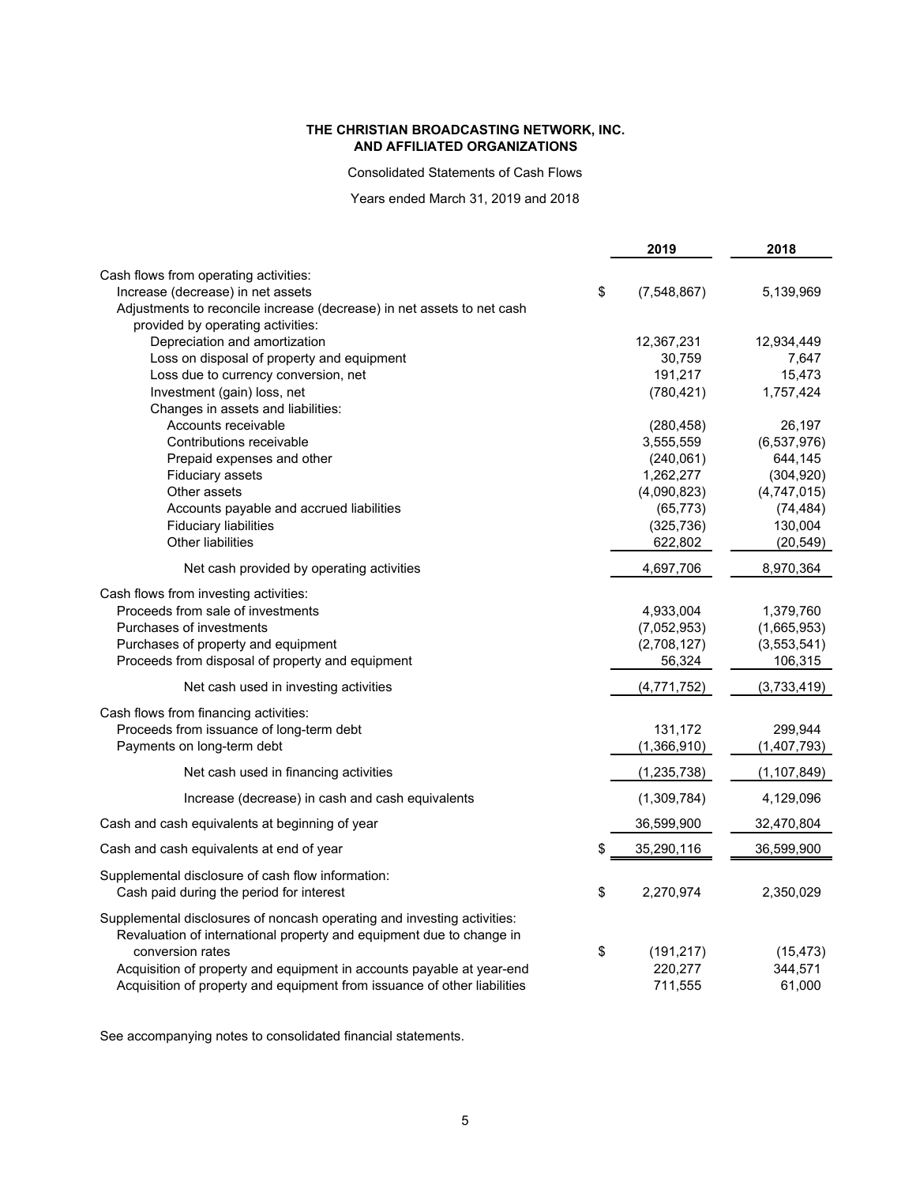**THE CHRISTIAN BROADCASTING NETWORK, INC.**
**AND AFFILIATED ORGANIZATIONS**

Consolidated Statements of Cash Flows

Years ended March 31, 2019 and 2018

| | 2019 | 2018 |
|---|---|---|
| Cash flows from operating activities: | | |
| Increase (decrease) in net assets | $ (7,548,867) | 5,139,969 |
| Adjustments to reconcile increase (decrease) in net assets to net cash provided by operating activities: | | |
| Depreciation and amortization | 12,367,231 | 12,934,449 |
| Loss on disposal of property and equipment | 30,759 | 7,647 |
| Loss due to currency conversion, net | 191,217 | 15,473 |
| Investment (gain) loss, net | (780,421) | 1,757,424 |
| Changes in assets and liabilities: | | |
| Accounts receivable | (280,458) | 26,197 |
| Contributions receivable | 3,555,559 | (6,537,976) |
| Prepaid expenses and other | (240,061) | 644,145 |
| Fiduciary assets | 1,262,277 | (304,920) |
| Other assets | (4,090,823) | (4,747,015) |
| Accounts payable and accrued liabilities | (65,773) | (74,484) |
| Fiduciary liabilities | (325,736) | 130,004 |
| Other liabilities | 622,802 | (20,549) |
| Net cash provided by operating activities | 4,697,706 | 8,970,364 |
| Cash flows from investing activities: | | |
| Proceeds from sale of investments | 4,933,004 | 1,379,760 |
| Purchases of investments | (7,052,953) | (1,665,953) |
| Purchases of property and equipment | (2,708,127) | (3,553,541) |
| Proceeds from disposal of property and equipment | 56,324 | 106,315 |
| Net cash used in investing activities | (4,771,752) | (3,733,419) |
| Cash flows from financing activities: | | |
| Proceeds from issuance of long-term debt | 131,172 | 299,944 |
| Payments on long-term debt | (1,366,910) | (1,407,793) |
| Net cash used in financing activities | (1,235,738) | (1,107,849) |
| Increase (decrease) in cash and cash equivalents | (1,309,784) | 4,129,096 |
| Cash and cash equivalents at beginning of year | 36,599,900 | 32,470,804 |
| Cash and cash equivalents at end of year | $ 35,290,116 | 36,599,900 |
| Supplemental disclosure of cash flow information: | | |
| Cash paid during the period for interest | $ 2,270,974 | 2,350,029 |
| Supplemental disclosures of noncash operating and investing activities: | | |
| Revaluation of international property and equipment due to change in conversion rates | $ (191,217) | (15,473) |
| Acquisition of property and equipment in accounts payable at year-end | 220,277 | 344,571 |
| Acquisition of property and equipment from issuance of other liabilities | 711,555 | 61,000 |

See accompanying notes to consolidated financial statements.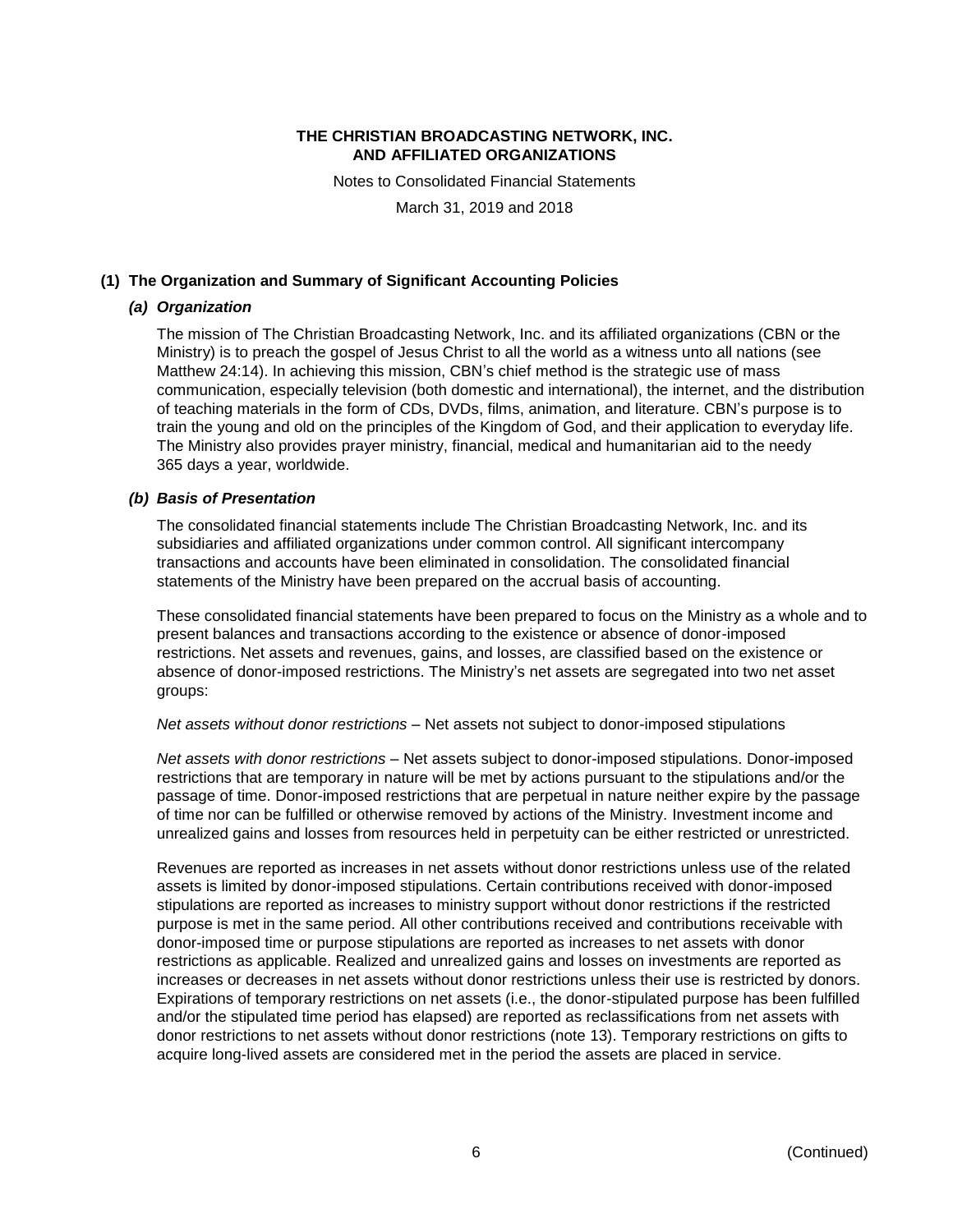# THE CHRISTIAN BROADCASTING NETWORK, INC. AND AFFILIATED ORGANIZATIONS

Notes to Consolidated Financial Statements

March 31, 2019 and 2018

## (1) The Organization and Summary of Significant Accounting Policies

### *(a) Organization*

The mission of The Christian Broadcasting Network, Inc. and its affiliated organizations (CBN or the Ministry) is to preach the gospel of Jesus Christ to all the world as a witness unto all nations (see Matthew 24:14). In achieving this mission, CBN's chief method is the strategic use of mass communication, especially television (both domestic and international), the internet, and the distribution of teaching materials in the form of CDs, DVDs, films, animation, and literature. CBN's purpose is to train the young and old on the principles of the Kingdom of God, and their application to everyday life. The Ministry also provides prayer ministry, financial, medical and humanitarian aid to the needy 365 days a year, worldwide.

### *(b) Basis of Presentation*

The consolidated financial statements include The Christian Broadcasting Network, Inc. and its subsidiaries and affiliated organizations under common control. All significant intercompany transactions and accounts have been eliminated in consolidation. The consolidated financial statements of the Ministry have been prepared on the accrual basis of accounting.

These consolidated financial statements have been prepared to focus on the Ministry as a whole and to present balances and transactions according to the existence or absence of donor-imposed restrictions. Net assets and revenues, gains, and losses, are classified based on the existence or absence of donor-imposed restrictions. The Ministry's net assets are segregated into two net asset groups:

*Net assets without donor restrictions* – Net assets not subject to donor-imposed stipulations

*Net assets with donor restrictions* – Net assets subject to donor-imposed stipulations. Donor-imposed restrictions that are temporary in nature will be met by actions pursuant to the stipulations and/or the passage of time. Donor-imposed restrictions that are perpetual in nature neither expire by the passage of time nor can be fulfilled or otherwise removed by actions of the Ministry. Investment income and unrealized gains and losses from resources held in perpetuity can be either restricted or unrestricted.

Revenues are reported as increases in net assets without donor restrictions unless use of the related assets is limited by donor-imposed stipulations. Certain contributions received with donor-imposed stipulations are reported as increases to ministry support without donor restrictions if the restricted purpose is met in the same period. All other contributions received and contributions receivable with donor-imposed time or purpose stipulations are reported as increases to net assets with donor restrictions as applicable. Realized and unrealized gains and losses on investments are reported as increases or decreases in net assets without donor restrictions unless their use is restricted by donors. Expirations of temporary restrictions on net assets (i.e., the donor-stipulated purpose has been fulfilled and/or the stipulated time period has elapsed) are reported as reclassifications from net assets with donor restrictions to net assets without donor restrictions (note 13). Temporary restrictions on gifts to acquire long-lived assets are considered met in the period the assets are placed in service.

(Continued)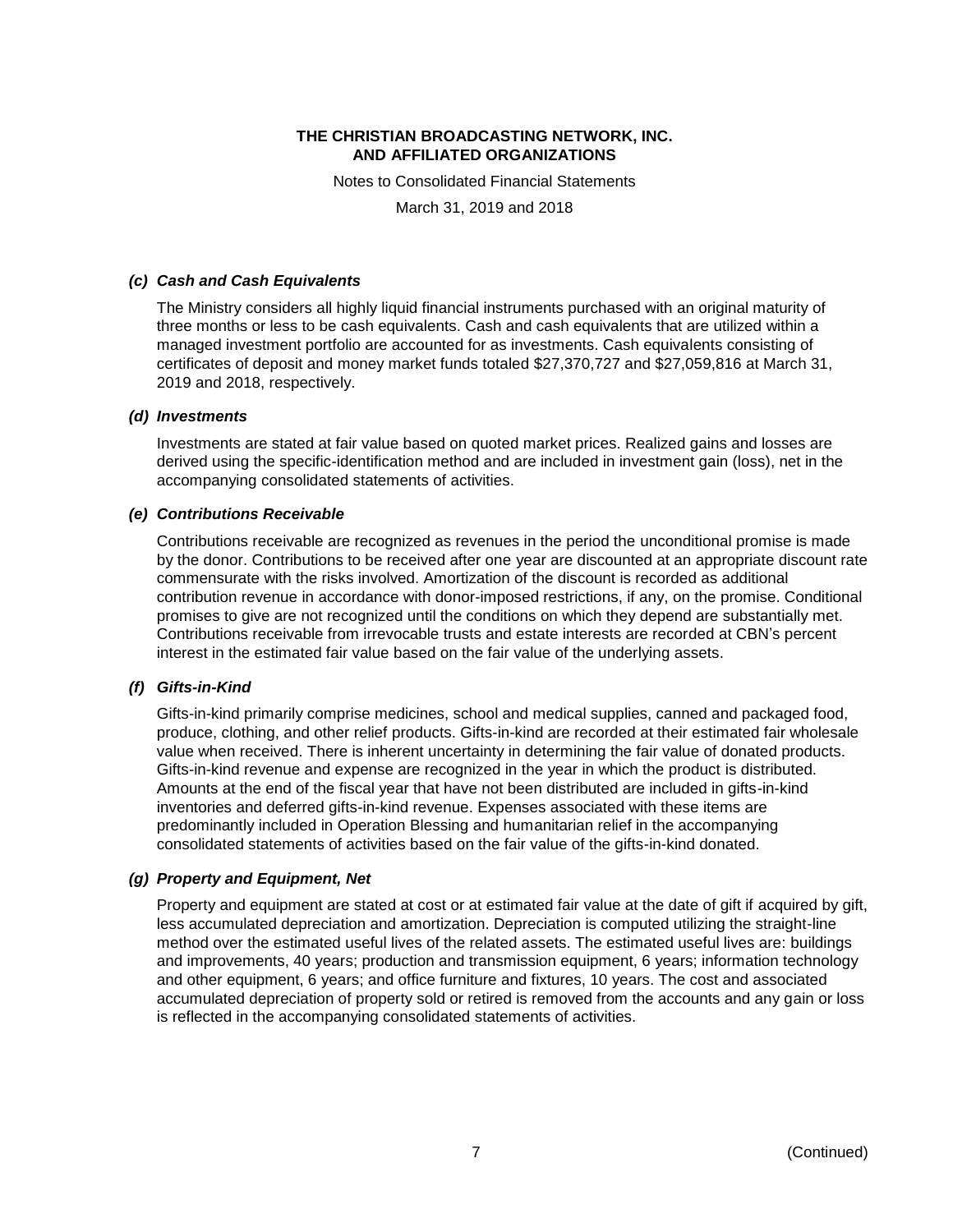#### *(c) Cash and Cash Equivalents*

The Ministry considers all highly liquid financial instruments purchased with an original maturity of three months or less to be cash equivalents. Cash and cash equivalents that are utilized within a managed investment portfolio are accounted for as investments. Cash equivalents consisting of certificates of deposit and money market funds totaled $27,370,727 and $27,059,816 at March 31, 2019 and 2018, respectively.

#### *(d) Investments*

Investments are stated at fair value based on quoted market prices. Realized gains and losses are derived using the specific-identification method and are included in investment gain (loss), net in the accompanying consolidated statements of activities.

#### *(e) Contributions Receivable*

Contributions receivable are recognized as revenues in the period the unconditional promise is made by the donor. Contributions to be received after one year are discounted at an appropriate discount rate commensurate with the risks involved. Amortization of the discount is recorded as additional contribution revenue in accordance with donor-imposed restrictions, if any, on the promise. Conditional promises to give are not recognized until the conditions on which they depend are substantially met. Contributions receivable from irrevocable trusts and estate interests are recorded at CBN's percent interest in the estimated fair value based on the fair value of the underlying assets.

#### *(f) Gifts-in-Kind*

Gifts-in-kind primarily comprise medicines, school and medical supplies, canned and packaged food, produce, clothing, and other relief products. Gifts-in-kind are recorded at their estimated fair wholesale value when received. There is inherent uncertainty in determining the fair value of donated products. Gifts-in-kind revenue and expense are recognized in the year in which the product is distributed. Amounts at the end of the fiscal year that have not been distributed are included in gifts-in-kind inventories and deferred gifts-in-kind revenue. Expenses associated with these items are predominantly included in Operation Blessing and humanitarian relief in the accompanying consolidated statements of activities based on the fair value of the gifts-in-kind donated.

#### *(g) Property and Equipment, Net*

Property and equipment are stated at cost or at estimated fair value at the date of gift if acquired by gift, less accumulated depreciation and amortization. Depreciation is computed utilizing the straight-line method over the estimated useful lives of the related assets. The estimated useful lives are: buildings and improvements, 40 years; production and transmission equipment, 6 years; information technology and other equipment, 6 years; and office furniture and fixtures, 10 years. The cost and associated accumulated depreciation of property sold or retired is removed from the accounts and any gain or loss is reflected in the accompanying consolidated statements of activities.

(Continued)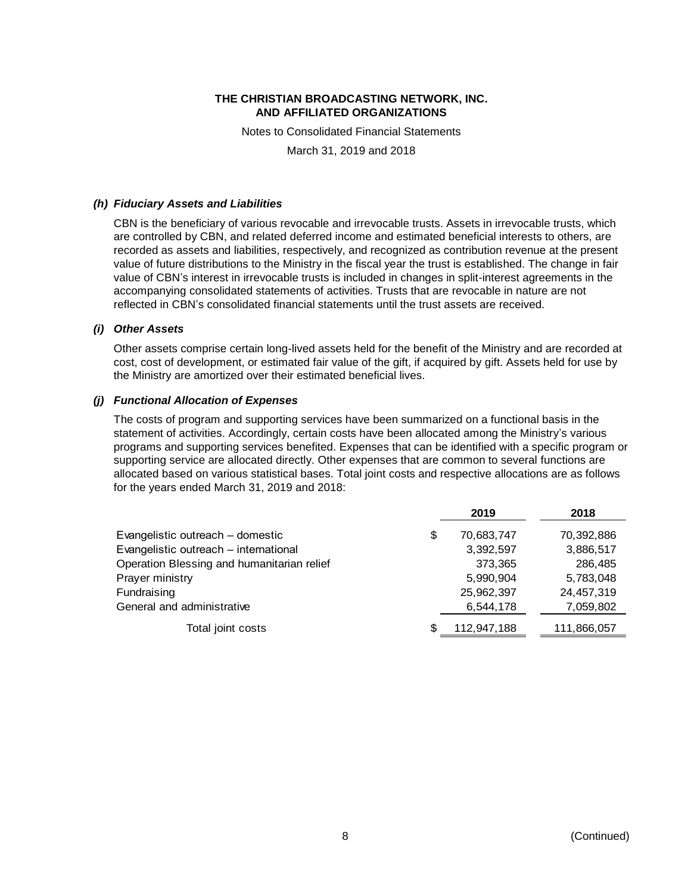# THE CHRISTIAN BROADCASTING NETWORK, INC.
# AND AFFILIATED ORGANIZATIONS

Notes to Consolidated Financial Statements

March 31, 2019 and 2018

### *(h) Fiduciary Assets and Liabilities*

CBN is the beneficiary of various revocable and irrevocable trusts. Assets in irrevocable trusts, which are controlled by CBN, and related deferred income and estimated beneficial interests to others, are recorded as assets and liabilities, respectively, and recognized as contribution revenue at the present value of future distributions to the Ministry in the fiscal year the trust is established. The change in fair value of CBN's interest in irrevocable trusts is included in changes in split-interest agreements in the accompanying consolidated statements of activities. Trusts that are revocable in nature are not reflected in CBN's consolidated financial statements until the trust assets are received.

### *(i) Other Assets*

Other assets comprise certain long-lived assets held for the benefit of the Ministry and are recorded at cost, cost of development, or estimated fair value of the gift, if acquired by gift. Assets held for use by the Ministry are amortized over their estimated beneficial lives.

### *(j) Functional Allocation of Expenses*

The costs of program and supporting services have been summarized on a functional basis in the statement of activities. Accordingly, certain costs have been allocated among the Ministry's various programs and supporting services benefited. Expenses that can be identified with a specific program or supporting service are allocated directly. Other expenses that are common to several functions are allocated based on various statistical bases. Total joint costs and respective allocations are as follows for the years ended March 31, 2019 and 2018:

| | 2019 | 2018 |
|---|---|---|
| Evangelistic outreach – domestic | $ 70,683,747 | 70,392,886 |
| Evangelistic outreach – international | 3,392,597 | 3,886,517 |
| Operation Blessing and humanitarian relief | 373,365 | 286,485 |
| Prayer ministry | 5,990,904 | 5,783,048 |
| Fundraising | 25,962,397 | 24,457,319 |
| General and administrative | 6,544,178 | 7,059,802 |
| Total joint costs | $ 112,947,188 | 111,866,057 |

(Continued)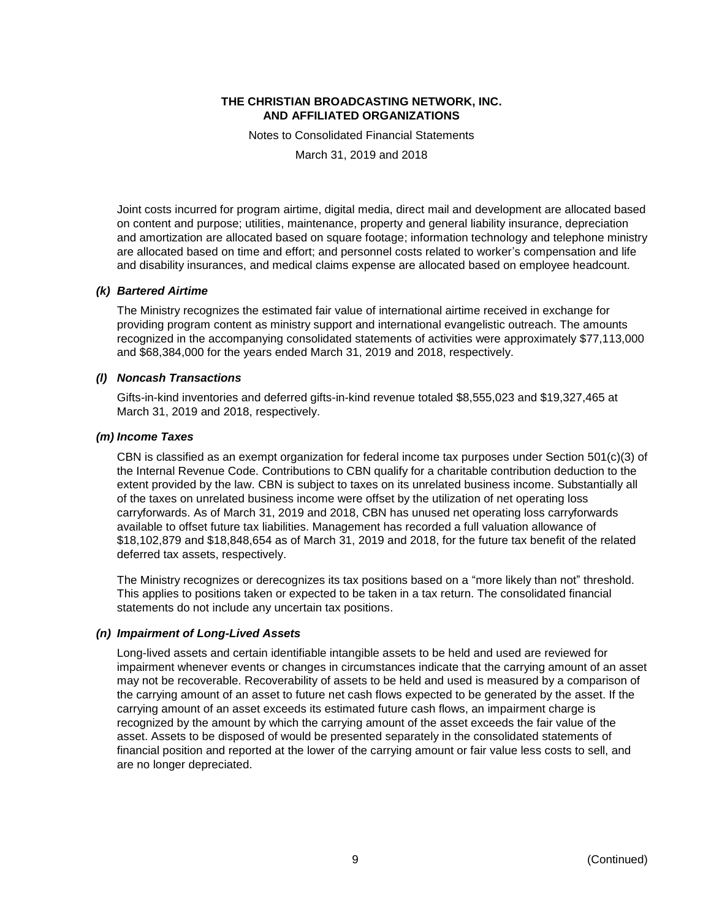Joint costs incurred for program airtime, digital media, direct mail and development are allocated based on content and purpose; utilities, maintenance, property and general liability insurance, depreciation and amortization are allocated based on square footage; information technology and telephone ministry are allocated based on time and effort; and personnel costs related to worker's compensation and life and disability insurances, and medical claims expense are allocated based on employee headcount.

### *(k) Bartered Airtime*

The Ministry recognizes the estimated fair value of international airtime received in exchange for providing program content as ministry support and international evangelistic outreach. The amounts recognized in the accompanying consolidated statements of activities were approximately $77,113,000 and $68,384,000 for the years ended March 31, 2019 and 2018, respectively.

### *(l) Noncash Transactions*

Gifts-in-kind inventories and deferred gifts-in-kind revenue totaled $8,555,023 and $19,327,465 at March 31, 2019 and 2018, respectively.

### *(m) Income Taxes*

CBN is classified as an exempt organization for federal income tax purposes under Section 501(c)(3) of the Internal Revenue Code. Contributions to CBN qualify for a charitable contribution deduction to the extent provided by the law. CBN is subject to taxes on its unrelated business income. Substantially all of the taxes on unrelated business income were offset by the utilization of net operating loss carryforwards. As of March 31, 2019 and 2018, CBN has unused net operating loss carryforwards available to offset future tax liabilities. Management has recorded a full valuation allowance of $18,102,879 and $18,848,654 as of March 31, 2019 and 2018, for the future tax benefit of the related deferred tax assets, respectively.

The Ministry recognizes or derecognizes its tax positions based on a "more likely than not" threshold. This applies to positions taken or expected to be taken in a tax return. The consolidated financial statements do not include any uncertain tax positions.

### *(n) Impairment of Long-Lived Assets*

Long-lived assets and certain identifiable intangible assets to be held and used are reviewed for impairment whenever events or changes in circumstances indicate that the carrying amount of an asset may not be recoverable. Recoverability of assets to be held and used is measured by a comparison of the carrying amount of an asset to future net cash flows expected to be generated by the asset. If the carrying amount of an asset exceeds its estimated future cash flows, an impairment charge is recognized by the amount by which the carrying amount of the asset exceeds the fair value of the asset. Assets to be disposed of would be presented separately in the consolidated statements of financial position and reported at the lower of the carrying amount or fair value less costs to sell, and are no longer depreciated.

(Continued)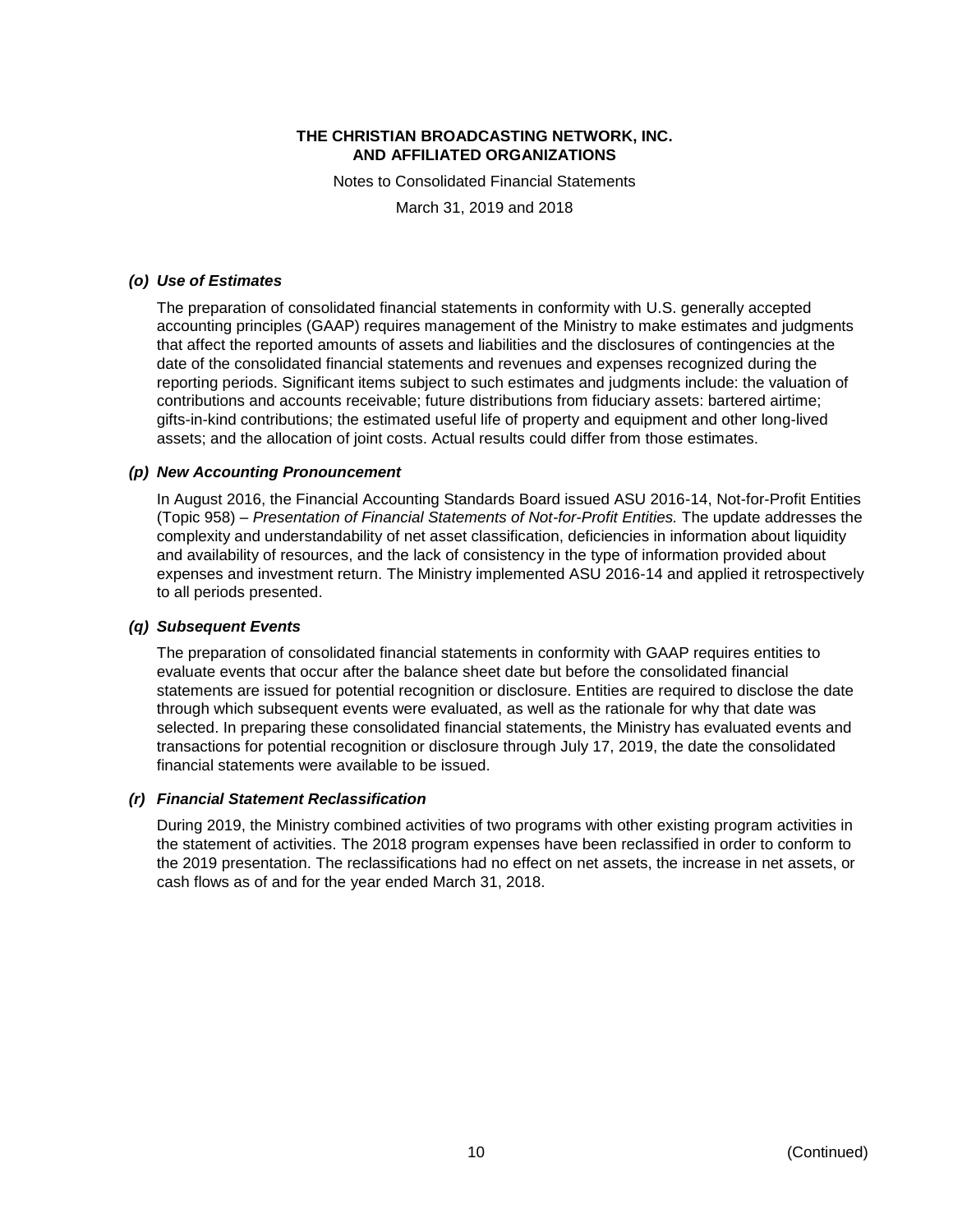### *(o) Use of Estimates*

The preparation of consolidated financial statements in conformity with U.S. generally accepted accounting principles (GAAP) requires management of the Ministry to make estimates and judgments that affect the reported amounts of assets and liabilities and the disclosures of contingencies at the date of the consolidated financial statements and revenues and expenses recognized during the reporting periods. Significant items subject to such estimates and judgments include: the valuation of contributions and accounts receivable; future distributions from fiduciary assets: bartered airtime; gifts-in-kind contributions; the estimated useful life of property and equipment and other long-lived assets; and the allocation of joint costs. Actual results could differ from those estimates.

### *(p) New Accounting Pronouncement*

In August 2016, the Financial Accounting Standards Board issued ASU 2016-14, Not-for-Profit Entities (Topic 958) – *Presentation of Financial Statements of Not-for-Profit Entities.* The update addresses the complexity and understandability of net asset classification, deficiencies in information about liquidity and availability of resources, and the lack of consistency in the type of information provided about expenses and investment return. The Ministry implemented ASU 2016-14 and applied it retrospectively to all periods presented.

### *(q) Subsequent Events*

The preparation of consolidated financial statements in conformity with GAAP requires entities to evaluate events that occur after the balance sheet date but before the consolidated financial statements are issued for potential recognition or disclosure. Entities are required to disclose the date through which subsequent events were evaluated, as well as the rationale for why that date was selected. In preparing these consolidated financial statements, the Ministry has evaluated events and transactions for potential recognition or disclosure through July 17, 2019, the date the consolidated financial statements were available to be issued.

### *(r) Financial Statement Reclassification*

During 2019, the Ministry combined activities of two programs with other existing program activities in the statement of activities. The 2018 program expenses have been reclassified in order to conform to the 2019 presentation. The reclassifications had no effect on net assets, the increase in net assets, or cash flows as of and for the year ended March 31, 2018.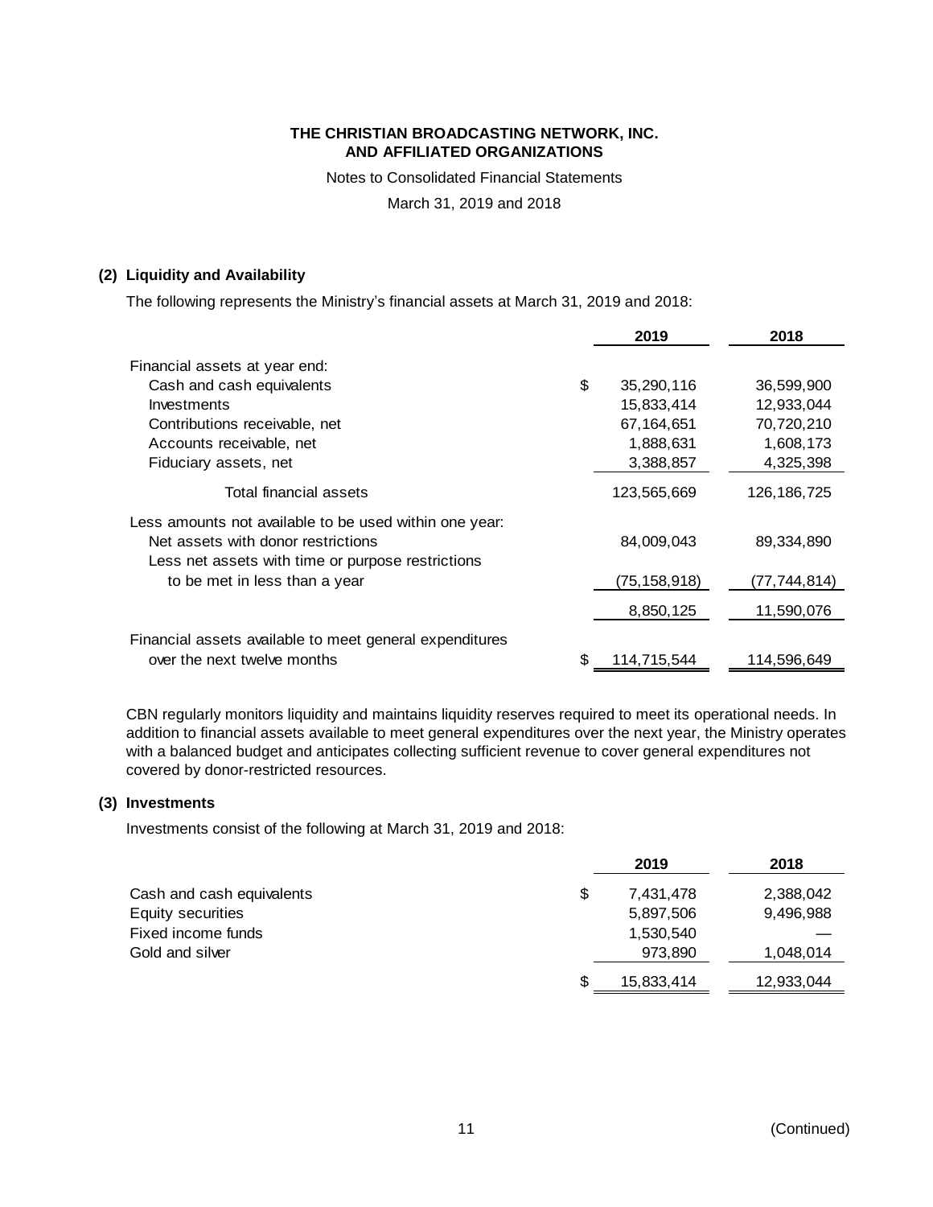**THE CHRISTIAN BROADCASTING NETWORK, INC.**
**AND AFFILIATED ORGANIZATIONS**

Notes to Consolidated Financial Statements

March 31, 2019 and 2018

## (2) Liquidity and Availability

The following represents the Ministry's financial assets at March 31, 2019 and 2018:

| | 2019 | 2018 |
|---|---|---|
| Financial assets at year end: | | |
| Cash and cash equivalents | $ 35,290,116 | 36,599,900 |
| Investments | 15,833,414 | 12,933,044 |
| Contributions receivable, net | 67,164,651 | 70,720,210 |
| Accounts receivable, net | 1,888,631 | 1,608,173 |
| Fiduciary assets, net | 3,388,857 | 4,325,398 |
| Total financial assets | 123,565,669 | 126,186,725 |
| Less amounts not available to be used within one year: | | |
| Net assets with donor restrictions | 84,009,043 | 89,334,890 |
| Less net assets with time or purpose restrictions to be met in less than a year | (75,158,918) | (77,744,814) |
| | 8,850,125 | 11,590,076 |
| Financial assets available to meet general expenditures over the next twelve months | $ 114,715,544 | 114,596,649 |

CBN regularly monitors liquidity and maintains liquidity reserves required to meet its operational needs. In addition to financial assets available to meet general expenditures over the next year, the Ministry operates with a balanced budget and anticipates collecting sufficient revenue to cover general expenditures not covered by donor-restricted resources.

## (3) Investments

Investments consist of the following at March 31, 2019 and 2018:

| | 2019 | 2018 |
|---|---|---|
| Cash and cash equivalents | $ 7,431,478 | 2,388,042 |
| Equity securities | 5,897,506 | 9,496,988 |
| Fixed income funds | 1,530,540 | — |
| Gold and silver | 973,890 | 1,048,014 |
| | $ 15,833,414 | 12,933,044 |

(Continued)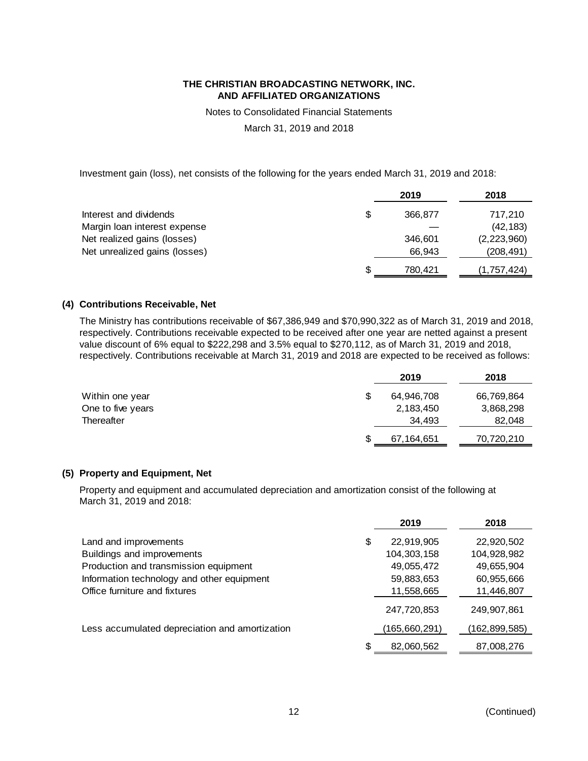Investment gain (loss), net consists of the following for the years ended March 31, 2019 and 2018:

| | 2019 | 2018 |
|---|---|---|
| Interest and dividends | $ 366,877 | 717,210 |
| Margin loan interest expense | — | (42,183) |
| Net realized gains (losses) | 346,601 | (2,223,960) |
| Net unrealized gains (losses) | 66,943 | (208,491) |
| | $ 780,421 | (1,757,424) |

### (4) Contributions Receivable, Net

The Ministry has contributions receivable of $67,386,949 and $70,990,322 as of March 31, 2019 and 2018, respectively. Contributions receivable expected to be received after one year are netted against a present value discount of 6% equal to $222,298 and 3.5% equal to $270,112, as of March 31, 2019 and 2018, respectively. Contributions receivable at March 31, 2019 and 2018 are expected to be received as follows:

| | 2019 | 2018 |
|---|---|---|
| Within one year | $ 64,946,708 | 66,769,864 |
| One to five years | 2,183,450 | 3,868,298 |
| Thereafter | 34,493 | 82,048 |
| | $ 67,164,651 | 70,720,210 |

### (5) Property and Equipment, Net

Property and equipment and accumulated depreciation and amortization consist of the following at March 31, 2019 and 2018:

| | 2019 | 2018 |
|---|---|---|
| Land and improvements | $ 22,919,905 | 22,920,502 |
| Buildings and improvements | 104,303,158 | 104,928,982 |
| Production and transmission equipment | 49,055,472 | 49,655,904 |
| Information technology and other equipment | 59,883,653 | 60,955,666 |
| Office furniture and fixtures | 11,558,665 | 11,446,807 |
| | 247,720,853 | 249,907,861 |
| Less accumulated depreciation and amortization | (165,660,291) | (162,899,585) |
| | $ 82,060,562 | 87,008,276 |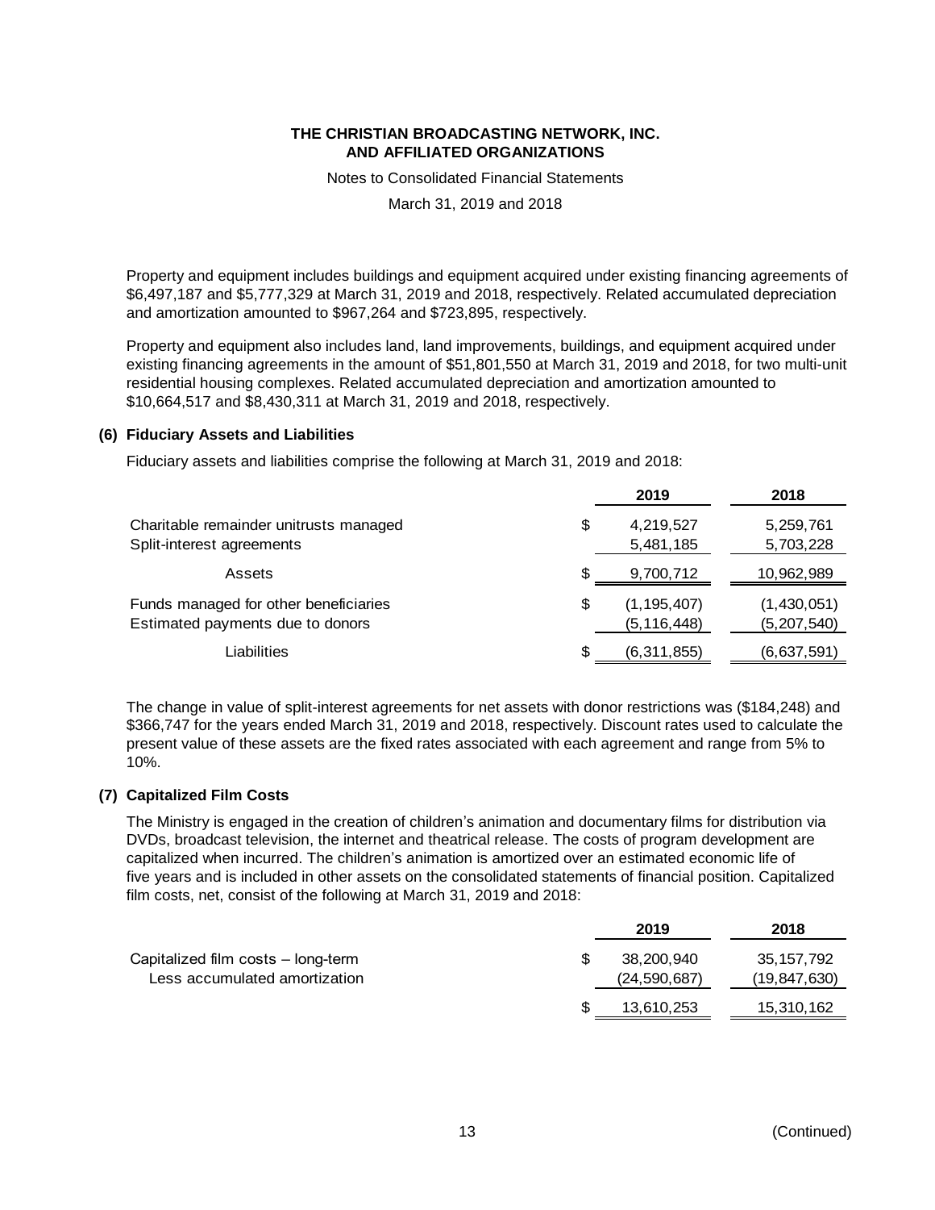Property and equipment includes buildings and equipment acquired under existing financing agreements of $6,497,187 and $5,777,329 at March 31, 2019 and 2018, respectively. Related accumulated depreciation and amortization amounted to $967,264 and $723,895, respectively.

Property and equipment also includes land, land improvements, buildings, and equipment acquired under existing financing agreements in the amount of $51,801,550 at March 31, 2019 and 2018, for two multi-unit residential housing complexes. Related accumulated depreciation and amortization amounted to $10,664,517 and $8,430,311 at March 31, 2019 and 2018, respectively.

## (6) Fiduciary Assets and Liabilities

Fiduciary assets and liabilities comprise the following at March 31, 2019 and 2018:

| | | 2019 | 2018 |
|---|---|---|---|
| Charitable remainder unitrusts managed | $ | 4,219,527 | 5,259,761 |
| Split-interest agreements | | 5,481,185 | 5,703,228 |
| Assets | $ | 9,700,712 | 10,962,989 |
| Funds managed for other beneficiaries | $ | (1,195,407) | (1,430,051) |
| Estimated payments due to donors | | (5,116,448) | (5,207,540) |
| Liabilities | $ | (6,311,855) | (6,637,591) |

The change in value of split-interest agreements for net assets with donor restrictions was ($184,248) and $366,747 for the years ended March 31, 2019 and 2018, respectively. Discount rates used to calculate the present value of these assets are the fixed rates associated with each agreement and range from 5% to 10%.

## (7) Capitalized Film Costs

The Ministry is engaged in the creation of children's animation and documentary films for distribution via DVDs, broadcast television, the internet and theatrical release. The costs of program development are capitalized when incurred. The children's animation is amortized over an estimated economic life of five years and is included in other assets on the consolidated statements of financial position. Capitalized film costs, net, consist of the following at March 31, 2019 and 2018:

| | | 2019 | 2018 |
|---|---|---|---|
| Capitalized film costs – long-term | $ | 38,200,940 | 35,157,792 |
| Less accumulated amortization | | (24,590,687) | (19,847,630) |
| | $ | 13,610,253 | 15,310,162 |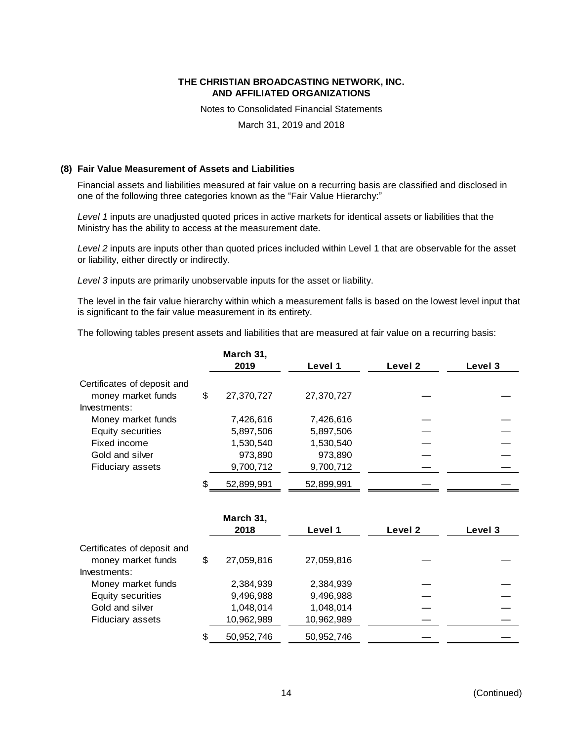THE CHRISTIAN BROADCASTING NETWORK, INC.
AND AFFILIATED ORGANIZATIONS

Notes to Consolidated Financial Statements

March 31, 2019 and 2018

### (8) Fair Value Measurement of Assets and Liabilities

Financial assets and liabilities measured at fair value on a recurring basis are classified and disclosed in one of the following three categories known as the “Fair Value Hierarchy:”

*Level 1* inputs are unadjusted quoted prices in active markets for identical assets or liabilities that the Ministry has the ability to access at the measurement date.

*Level 2* inputs are inputs other than quoted prices included within Level 1 that are observable for the asset or liability, either directly or indirectly.

*Level 3* inputs are primarily unobservable inputs for the asset or liability.

The level in the fair value hierarchy within which a measurement falls is based on the lowest level input that is significant to the fair value measurement in its entirety.

The following tables present assets and liabilities that are measured at fair value on a recurring basis:

| | March 31, 2019 | Level 1 | Level 2 | Level 3 |
|---|---|---|---|---|
| Certificates of deposit and money market funds | $ 27,370,727 | 27,370,727 | — | — |
| Investments: | | | | |
| Money market funds | 7,426,616 | 7,426,616 | — | — |
| Equity securities | 5,897,506 | 5,897,506 | — | — |
| Fixed income | 1,530,540 | 1,530,540 | — | — |
| Gold and silver | 973,890 | 973,890 | — | — |
| Fiduciary assets | 9,700,712 | 9,700,712 | — | — |
| | $ 52,899,991 | 52,899,991 | — | — |

| | March 31, 2018 | Level 1 | Level 2 | Level 3 |
|---|---|---|---|---|
| Certificates of deposit and money market funds | $ 27,059,816 | 27,059,816 | — | — |
| Investments: | | | | |
| Money market funds | 2,384,939 | 2,384,939 | — | — |
| Equity securities | 9,496,988 | 9,496,988 | — | — |
| Gold and silver | 1,048,014 | 1,048,014 | — | — |
| Fiduciary assets | 10,962,989 | 10,962,989 | — | — |
| | $ 50,952,746 | 50,952,746 | — | — |

(Continued)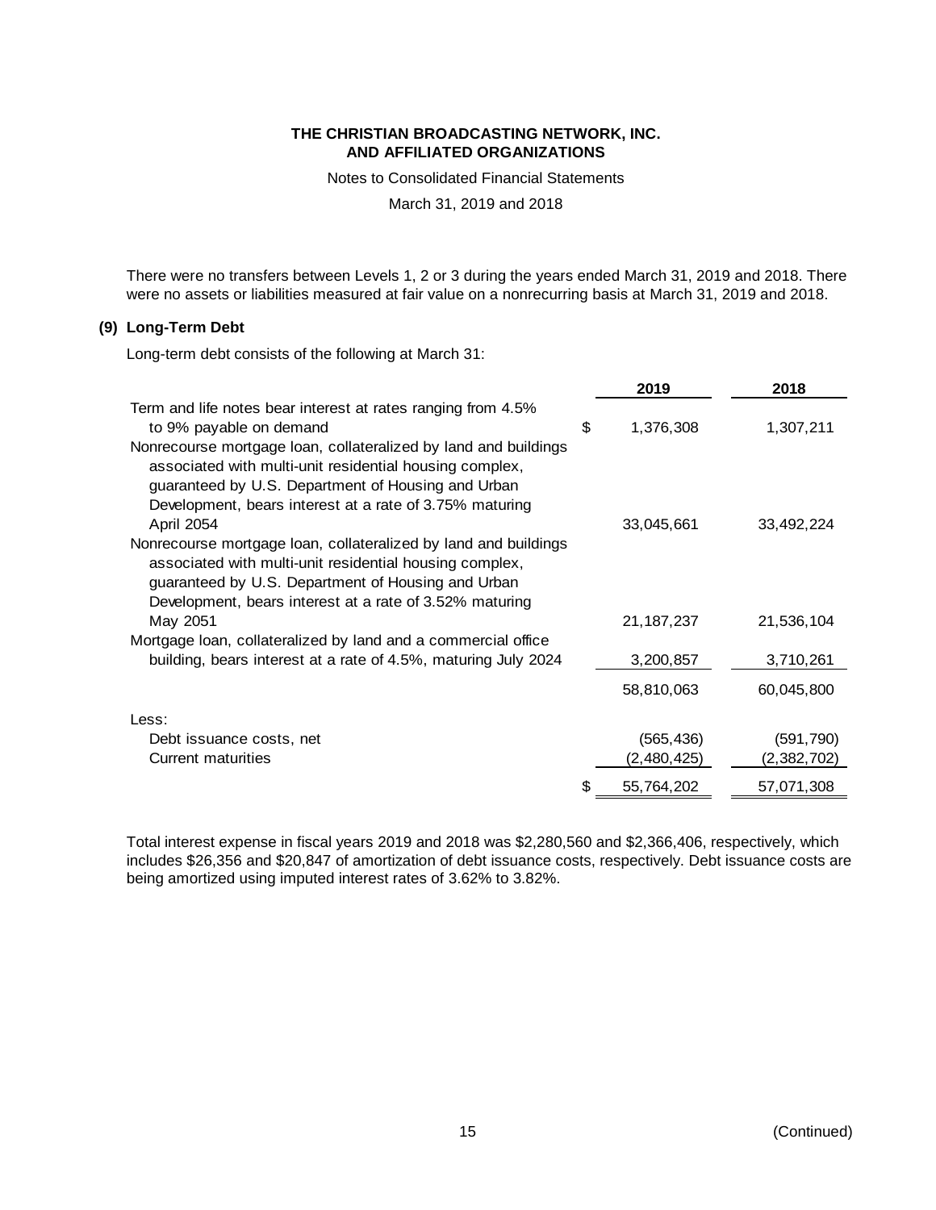There were no transfers between Levels 1, 2 or 3 during the years ended March 31, 2019 and 2018. There were no assets or liabilities measured at fair value on a nonrecurring basis at March 31, 2019 and 2018.

## (9) Long-Term Debt

Long-term debt consists of the following at March 31:

| | 2019 | 2018 |
|---|---|---|
| Term and life notes bear interest at rates ranging from 4.5% to 9% payable on demand | $ 1,376,308 | 1,307,211 |
| Nonrecourse mortgage loan, collateralized by land and buildings associated with multi-unit residential housing complex, guaranteed by U.S. Department of Housing and Urban Development, bears interest at a rate of 3.75% maturing April 2054 | 33,045,661 | 33,492,224 |
| Nonrecourse mortgage loan, collateralized by land and buildings associated with multi-unit residential housing complex, guaranteed by U.S. Department of Housing and Urban Development, bears interest at a rate of 3.52% maturing May 2051 | 21,187,237 | 21,536,104 |
| Mortgage loan, collateralized by land and a commercial office building, bears interest at a rate of 4.5%, maturing July 2024 | 3,200,857 | 3,710,261 |
| | 58,810,063 | 60,045,800 |
| Less: | | |
| Debt issuance costs, net | (565,436) | (591,790) |
| Current maturities | (2,480,425) | (2,382,702) |
| | $ 55,764,202 | 57,071,308 |

Total interest expense in fiscal years 2019 and 2018 was $2,280,560 and $2,366,406, respectively, which includes $26,356 and $20,847 of amortization of debt issuance costs, respectively. Debt issuance costs are being amortized using imputed interest rates of 3.62% to 3.82%.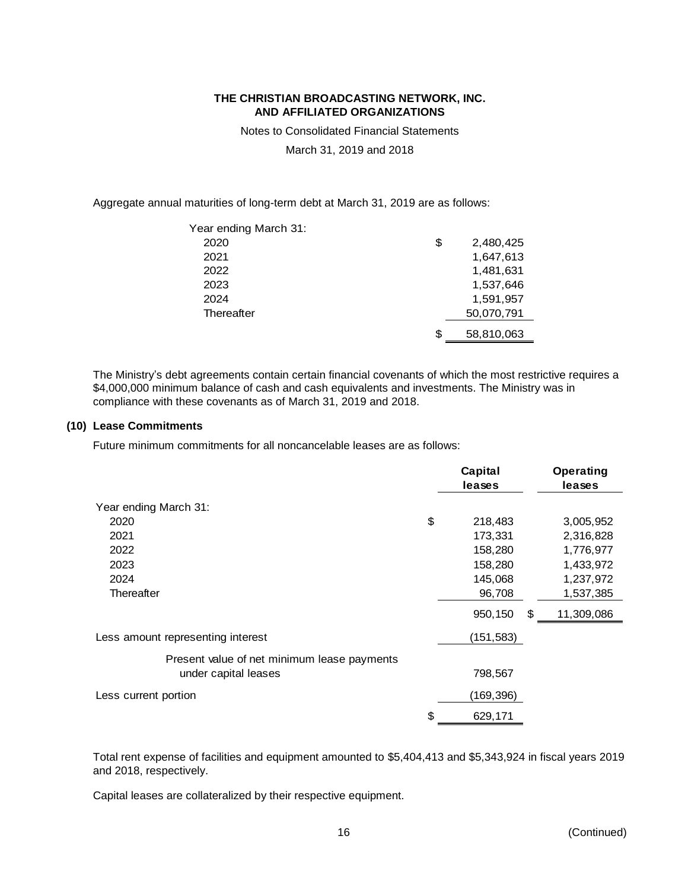Aggregate annual maturities of long-term debt at March 31, 2019 are as follows:

| Year ending March 31: | |
|---|---|
| 2020 | $ 2,480,425 |
| 2021 | 1,647,613 |
| 2022 | 1,481,631 |
| 2023 | 1,537,646 |
| 2024 | 1,591,957 |
| Thereafter | 50,070,791 |
| | $ 58,810,063 |

The Ministry's debt agreements contain certain financial covenants of which the most restrictive requires a $4,000,000 minimum balance of cash and cash equivalents and investments. The Ministry was in compliance with these covenants as of March 31, 2019 and 2018.

## (10) Lease Commitments

Future minimum commitments for all noncancelable leases are as follows:

| | Capital leases | Operating leases |
|---|---|---|
| Year ending March 31: | | |
| 2020 | $ 218,483 | 3,005,952 |
| 2021 | 173,331 | 2,316,828 |
| 2022 | 158,280 | 1,776,977 |
| 2023 | 158,280 | 1,433,972 |
| 2024 | 145,068 | 1,237,972 |
| Thereafter | 96,708 | 1,537,385 |
| | 950,150 | $ 11,309,086 |
| Less amount representing interest | (151,583) | |
| Present value of net minimum lease payments under capital leases | 798,567 | |
| Less current portion | (169,396) | |
| | $ 629,171 | |

Total rent expense of facilities and equipment amounted to $5,404,413 and $5,343,924 in fiscal years 2019 and 2018, respectively.

Capital leases are collateralized by their respective equipment.

(Continued)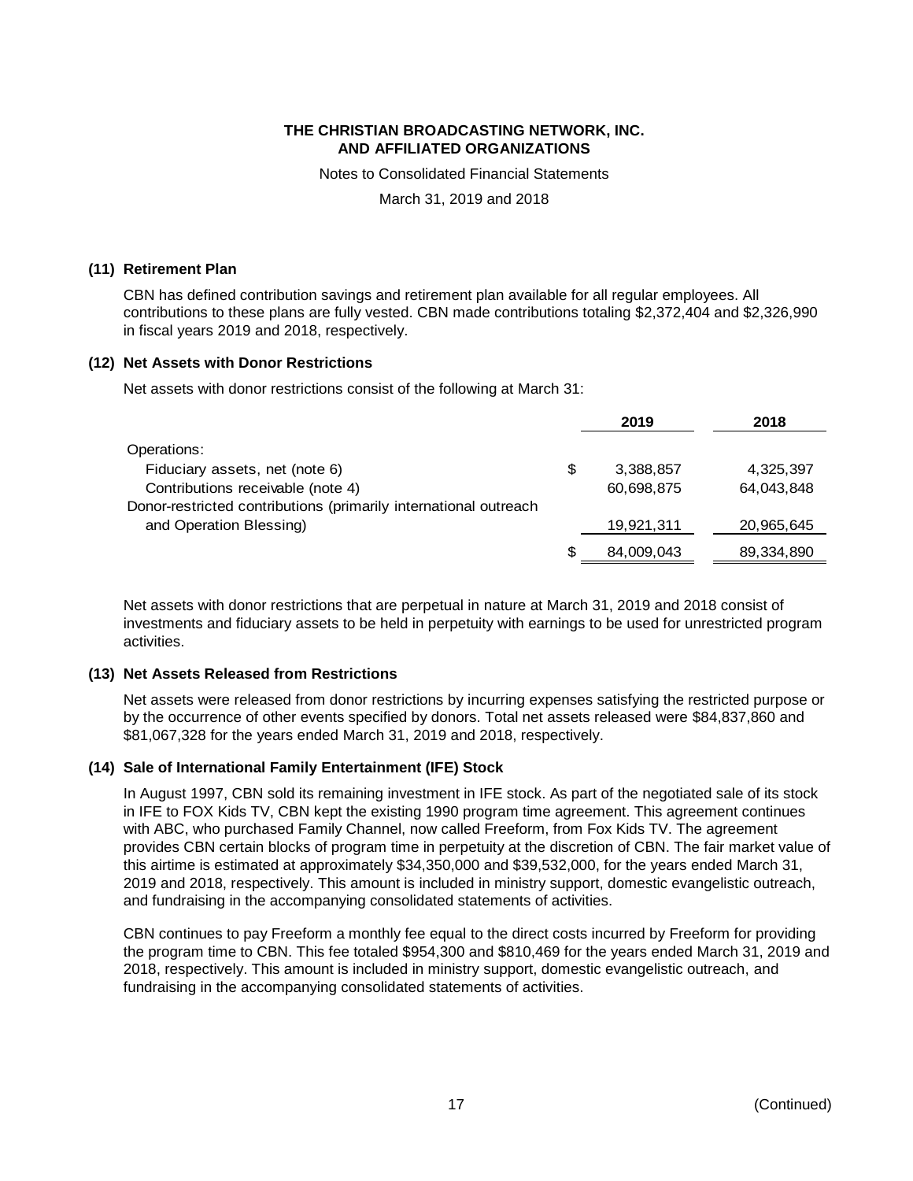# THE CHRISTIAN BROADCASTING NETWORK, INC. AND AFFILIATED ORGANIZATIONS

Notes to Consolidated Financial Statements

March 31, 2019 and 2018

### (11) Retirement Plan

CBN has defined contribution savings and retirement plan available for all regular employees. All contributions to these plans are fully vested. CBN made contributions totaling $2,372,404 and $2,326,990 in fiscal years 2019 and 2018, respectively.

### (12) Net Assets with Donor Restrictions

Net assets with donor restrictions consist of the following at March 31:

| | | 2019 | 2018 |
|---|---|---|---|
| Operations: | | | |
| Fiduciary assets, net (note 6) | $ | 3,388,857 | 4,325,397 |
| Contributions receivable (note 4) | | 60,698,875 | 64,043,848 |
| Donor-restricted contributions (primarily international outreach and Operation Blessing) | | 19,921,311 | 20,965,645 |
| | $ | 84,009,043 | 89,334,890 |

Net assets with donor restrictions that are perpetual in nature at March 31, 2019 and 2018 consist of investments and fiduciary assets to be held in perpetuity with earnings to be used for unrestricted program activities.

### (13) Net Assets Released from Restrictions

Net assets were released from donor restrictions by incurring expenses satisfying the restricted purpose or by the occurrence of other events specified by donors. Total net assets released were $84,837,860 and $81,067,328 for the years ended March 31, 2019 and 2018, respectively.

### (14) Sale of International Family Entertainment (IFE) Stock

In August 1997, CBN sold its remaining investment in IFE stock. As part of the negotiated sale of its stock in IFE to FOX Kids TV, CBN kept the existing 1990 program time agreement. This agreement continues with ABC, who purchased Family Channel, now called Freeform, from Fox Kids TV. The agreement provides CBN certain blocks of program time in perpetuity at the discretion of CBN. The fair market value of this airtime is estimated at approximately $34,350,000 and $39,532,000, for the years ended March 31, 2019 and 2018, respectively. This amount is included in ministry support, domestic evangelistic outreach, and fundraising in the accompanying consolidated statements of activities.

CBN continues to pay Freeform a monthly fee equal to the direct costs incurred by Freeform for providing the program time to CBN. This fee totaled $954,300 and $810,469 for the years ended March 31, 2019 and 2018, respectively. This amount is included in ministry support, domestic evangelistic outreach, and fundraising in the accompanying consolidated statements of activities.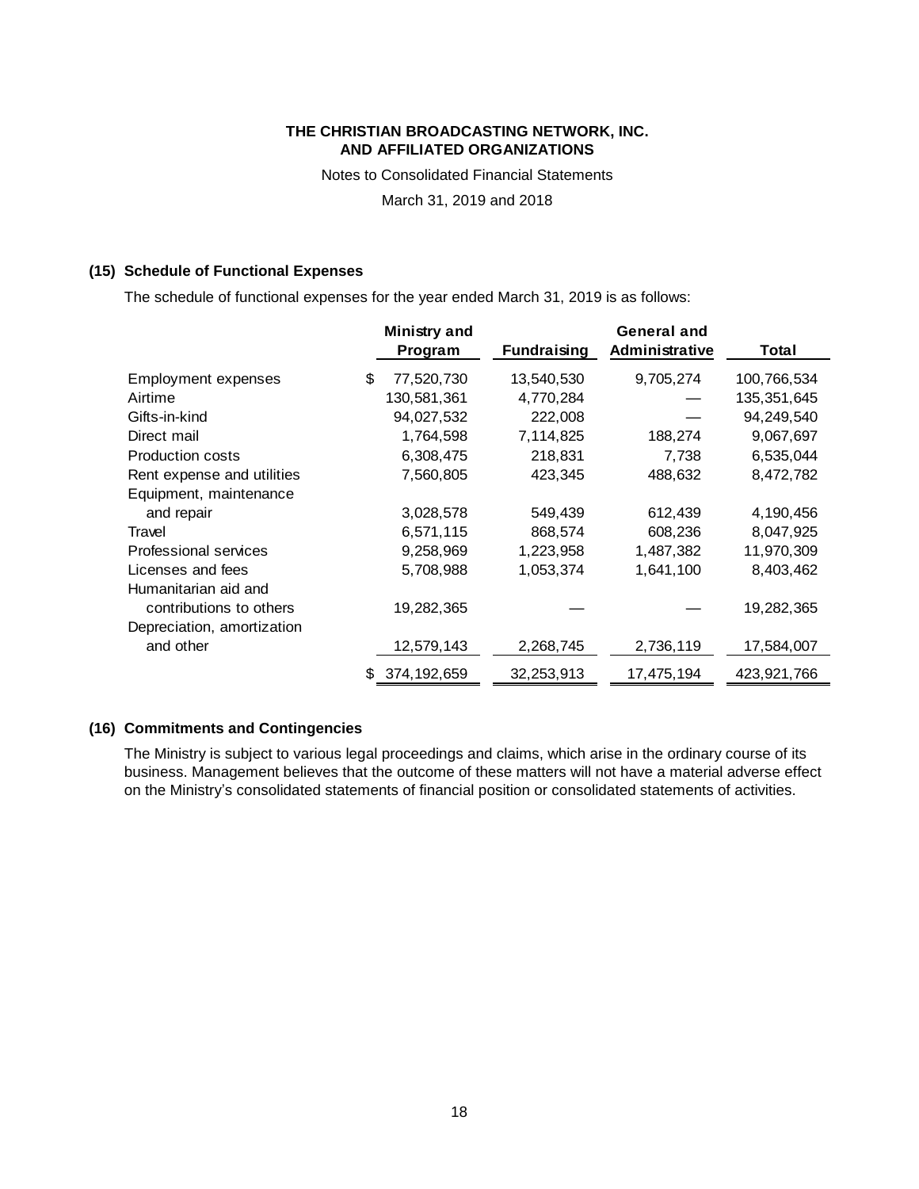THE CHRISTIAN BROADCASTING NETWORK, INC.
AND AFFILIATED ORGANIZATIONS

Notes to Consolidated Financial Statements

March 31, 2019 and 2018

### (15) Schedule of Functional Expenses

The schedule of functional expenses for the year ended March 31, 2019 is as follows:

| | Ministry and Program | Fundraising | General and Administrative | Total |
|---|---|---|---|---|
| Employment expenses | $ 77,520,730 | 13,540,530 | 9,705,274 | 100,766,534 |
| Airtime | 130,581,361 | 4,770,284 | — | 135,351,645 |
| Gifts-in-kind | 94,027,532 | 222,008 | — | 94,249,540 |
| Direct mail | 1,764,598 | 7,114,825 | 188,274 | 9,067,697 |
| Production costs | 6,308,475 | 218,831 | 7,738 | 6,535,044 |
| Rent expense and utilities | 7,560,805 | 423,345 | 488,632 | 8,472,782 |
| Equipment, maintenance and repair | 3,028,578 | 549,439 | 612,439 | 4,190,456 |
| Travel | 6,571,115 | 868,574 | 608,236 | 8,047,925 |
| Professional services | 9,258,969 | 1,223,958 | 1,487,382 | 11,970,309 |
| Licenses and fees | 5,708,988 | 1,053,374 | 1,641,100 | 8,403,462 |
| Humanitarian aid and contributions to others | 19,282,365 | — | — | 19,282,365 |
| Depreciation, amortization and other | 12,579,143 | 2,268,745 | 2,736,119 | 17,584,007 |
| | $ 374,192,659 | 32,253,913 | 17,475,194 | 423,921,766 |

### (16) Commitments and Contingencies

The Ministry is subject to various legal proceedings and claims, which arise in the ordinary course of its business. Management believes that the outcome of these matters will not have a material adverse effect on the Ministry's consolidated statements of financial position or consolidated statements of activities.